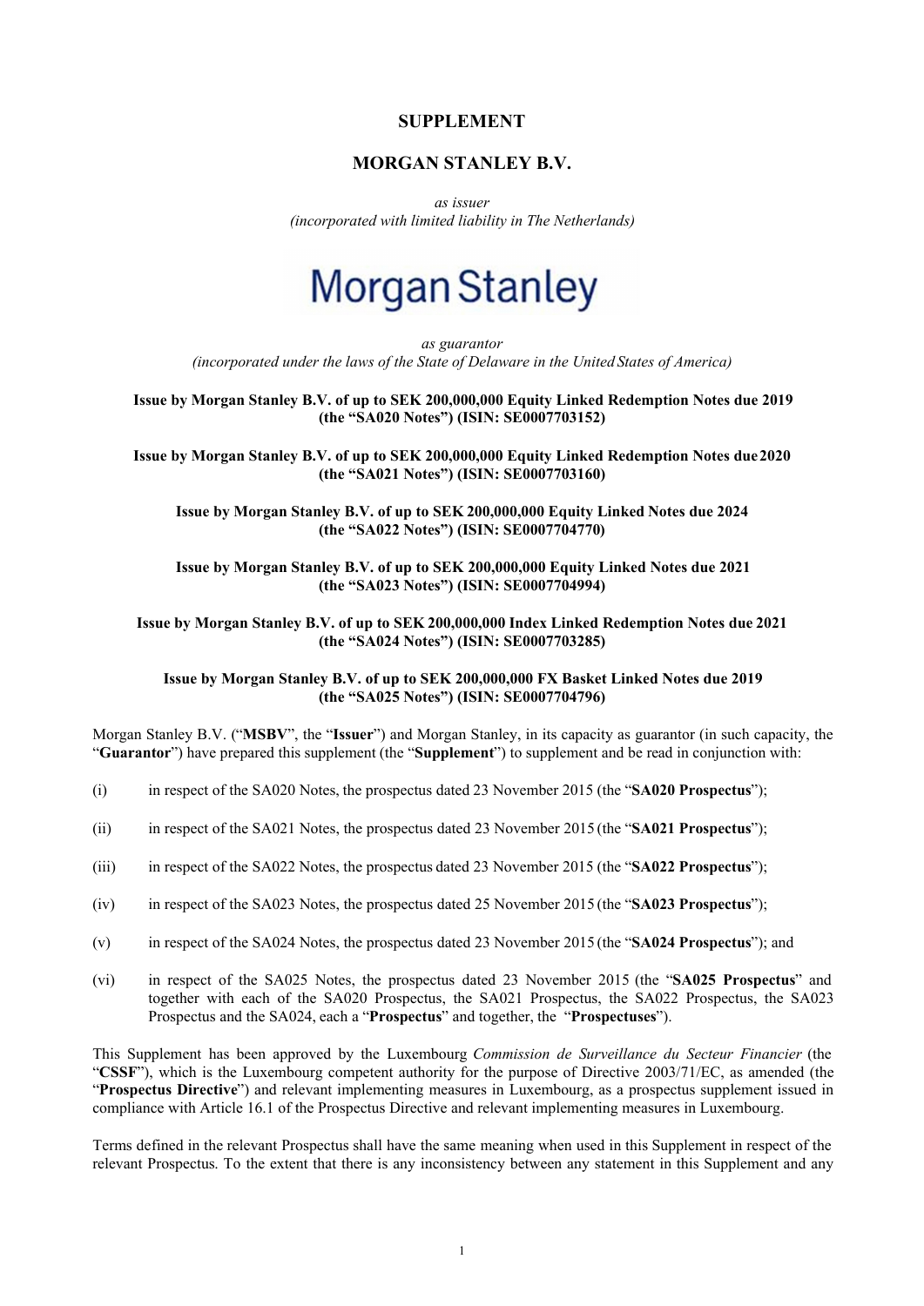# SUPPLEMENT

## MORGAN STANLEY B.V.

*as issuer*
*(incorporated with limited liability in The Netherlands)*

Morgan Stanley

*as guarantor*
*(incorporated under the laws of the State of Delaware in the United States of America)*

**Issue by Morgan Stanley B.V. of up to SEK 200,000,000 Equity Linked Redemption Notes due 2019 (the "SA020 Notes") (ISIN: SE0007703152)**

**Issue by Morgan Stanley B.V. of up to SEK 200,000,000 Equity Linked Redemption Notes due 2020 (the "SA021 Notes") (ISIN: SE0007703160)**

**Issue by Morgan Stanley B.V. of up to SEK 200,000,000 Equity Linked Notes due 2024 (the "SA022 Notes") (ISIN: SE0007704770)**

**Issue by Morgan Stanley B.V. of up to SEK 200,000,000 Equity Linked Notes due 2021 (the "SA023 Notes") (ISIN: SE0007704994)**

**Issue by Morgan Stanley B.V. of up to SEK 200,000,000 Index Linked Redemption Notes due 2021 (the "SA024 Notes") (ISIN: SE0007703285)**

**Issue by Morgan Stanley B.V. of up to SEK 200,000,000 FX Basket Linked Notes due 2019 (the "SA025 Notes") (ISIN: SE0007704796)**

Morgan Stanley B.V. ("**MSBV**", the "**Issuer**") and Morgan Stanley, in its capacity as guarantor (in such capacity, the "**Guarantor**") have prepared this supplement (the "**Supplement**") to supplement and be read in conjunction with:

(i) in respect of the SA020 Notes, the prospectus dated 23 November 2015 (the "**SA020 Prospectus**");

(ii) in respect of the SA021 Notes, the prospectus dated 23 November 2015 (the "**SA021 Prospectus**");

(iii) in respect of the SA022 Notes, the prospectus dated 23 November 2015 (the "**SA022 Prospectus**");

(iv) in respect of the SA023 Notes, the prospectus dated 25 November 2015 (the "**SA023 Prospectus**");

(v) in respect of the SA024 Notes, the prospectus dated 23 November 2015 (the "**SA024 Prospectus**"); and

(vi) in respect of the SA025 Notes, the prospectus dated 23 November 2015 (the "**SA025 Prospectus**" and together with each of the SA020 Prospectus, the SA021 Prospectus, the SA022 Prospectus, the SA023 Prospectus and the SA024, each a "**Prospectus**" and together, the "**Prospectuses**").

This Supplement has been approved by the Luxembourg *Commission de Surveillance du Secteur Financier* (the "**CSSF**"), which is the Luxembourg competent authority for the purpose of Directive 2003/71/EC, as amended (the "**Prospectus Directive**") and relevant implementing measures in Luxembourg, as a prospectus supplement issued in compliance with Article 16.1 of the Prospectus Directive and relevant implementing measures in Luxembourg.

Terms defined in the relevant Prospectus shall have the same meaning when used in this Supplement in respect of the relevant Prospectus. To the extent that there is any inconsistency between any statement in this Supplement and any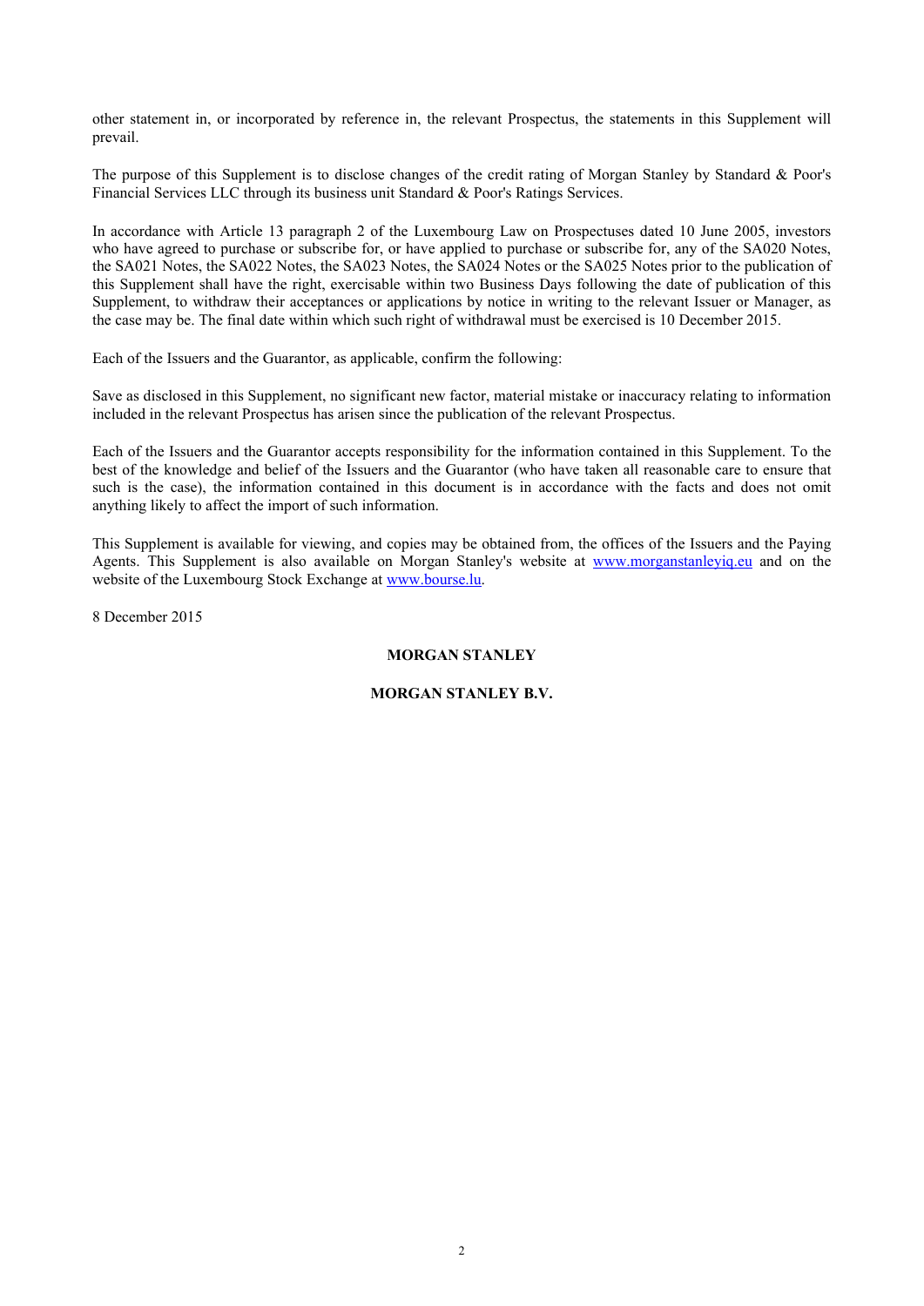other statement in, or incorporated by reference in, the relevant Prospectus, the statements in this Supplement will prevail.

The purpose of this Supplement is to disclose changes of the credit rating of Morgan Stanley by Standard & Poor's Financial Services LLC through its business unit Standard & Poor's Ratings Services.

In accordance with Article 13 paragraph 2 of the Luxembourg Law on Prospectuses dated 10 June 2005, investors who have agreed to purchase or subscribe for, or have applied to purchase or subscribe for, any of the SA020 Notes, the SA021 Notes, the SA022 Notes, the SA023 Notes, the SA024 Notes or the SA025 Notes prior to the publication of this Supplement shall have the right, exercisable within two Business Days following the date of publication of this Supplement, to withdraw their acceptances or applications by notice in writing to the relevant Issuer or Manager, as the case may be. The final date within which such right of withdrawal must be exercised is 10 December 2015.

Each of the Issuers and the Guarantor, as applicable, confirm the following:

Save as disclosed in this Supplement, no significant new factor, material mistake or inaccuracy relating to information included in the relevant Prospectus has arisen since the publication of the relevant Prospectus.

Each of the Issuers and the Guarantor accepts responsibility for the information contained in this Supplement. To the best of the knowledge and belief of the Issuers and the Guarantor (who have taken all reasonable care to ensure that such is the case), the information contained in this document is in accordance with the facts and does not omit anything likely to affect the import of such information.

This Supplement is available for viewing, and copies may be obtained from, the offices of the Issuers and the Paying Agents. This Supplement is also available on Morgan Stanley's website at www.morganstanleyiq.eu and on the website of the Luxembourg Stock Exchange at www.bourse.lu.

8 December 2015

**MORGAN STANLEY**

**MORGAN STANLEY B.V.**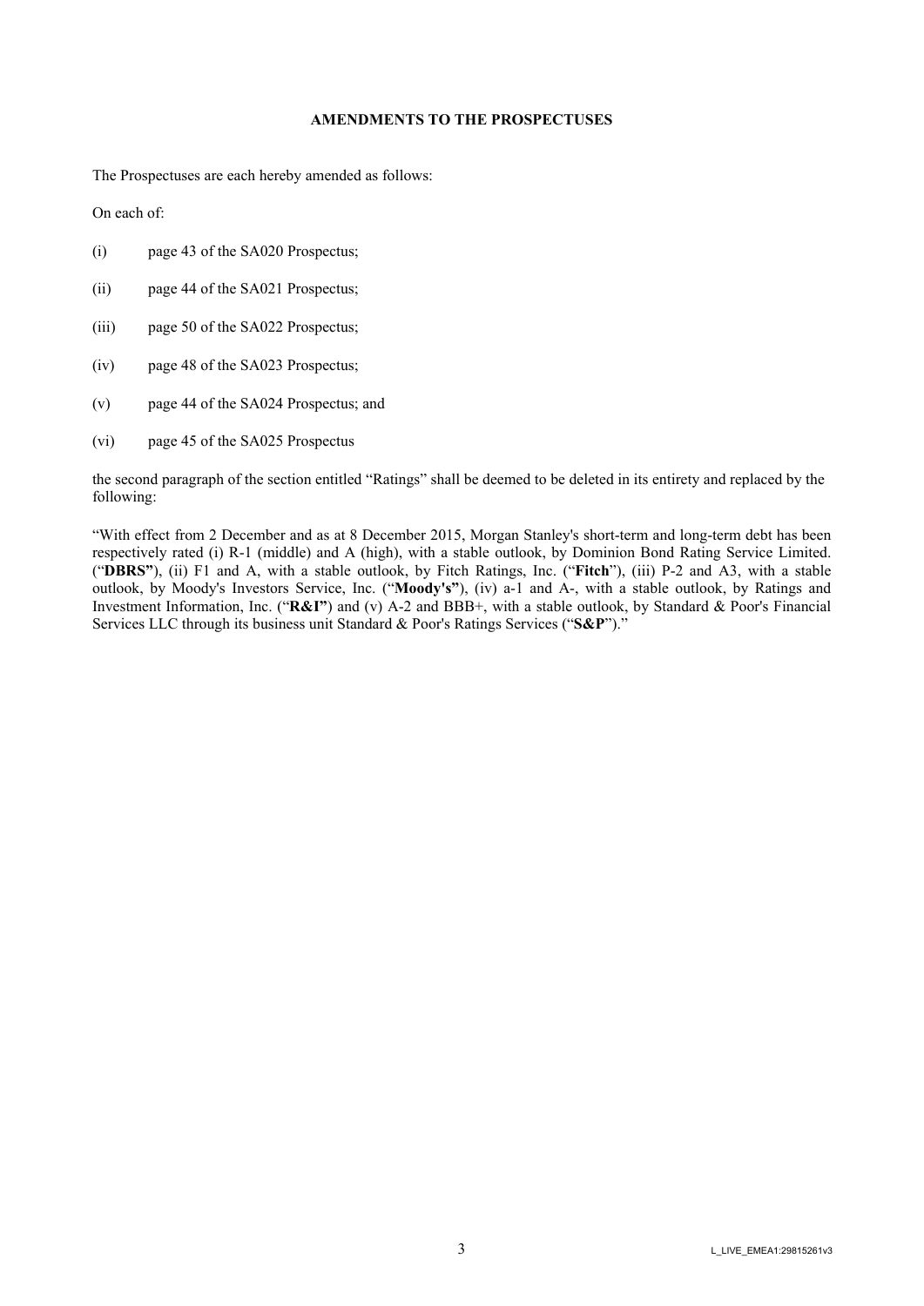**AMENDMENTS TO THE PROSPECTUSES**

The Prospectuses are each hereby amended as follows:

On each of:

(i) page 43 of the SA020 Prospectus;

(ii) page 44 of the SA021 Prospectus;

(iii) page 50 of the SA022 Prospectus;

(iv) page 48 of the SA023 Prospectus;

(v) page 44 of the SA024 Prospectus; and

(vi) page 45 of the SA025 Prospectus

the second paragraph of the section entitled "Ratings" shall be deemed to be deleted in its entirety and replaced by the following:

"With effect from 2 December and as at 8 December 2015, Morgan Stanley's short-term and long-term debt has been respectively rated (i) R-1 (middle) and A (high), with a stable outlook, by Dominion Bond Rating Service Limited. ("**DBRS"**), (ii) F1 and A, with a stable outlook, by Fitch Ratings, Inc. ("**Fitch**"), (iii) P-2 and A3, with a stable outlook, by Moody's Investors Service, Inc. ("**Moody's"**), (iv) a-1 and A-, with a stable outlook, by Ratings and Investment Information, Inc. ("**R&I"**) and (v) A-2 and BBB+, with a stable outlook, by Standard & Poor's Financial Services LLC through its business unit Standard & Poor's Ratings Services ("**S&P**")."